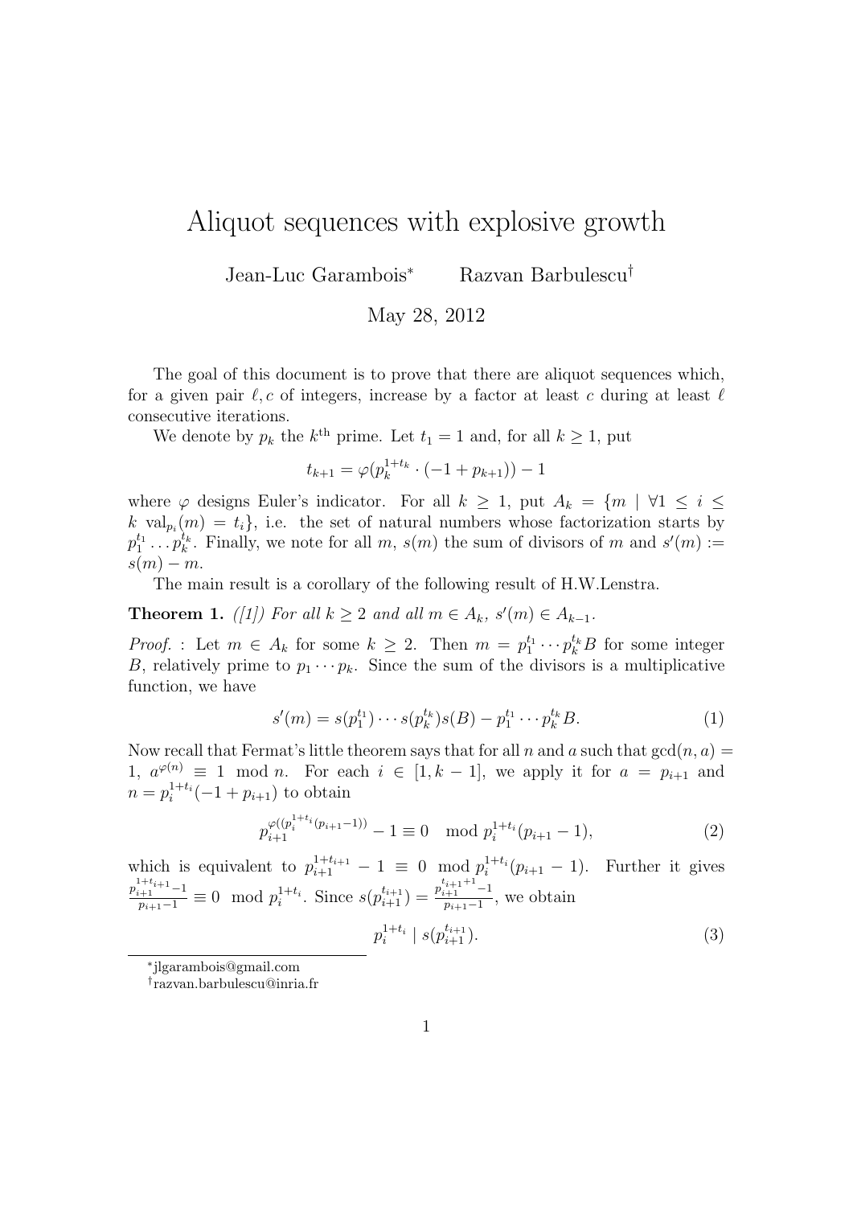# Aliquot sequences with explosive growth

Jean-Luc Garambois* Razvan Barbulescu†

May 28, 2012

The goal of this document is to prove that there are aliquot sequences which, for a given pair $\ell, c$ of integers, increase by a factor at least $c$ during at least $\ell$ consecutive iterations.

We denote by $p_k$ the $k^{\text{th}}$ prime. Let $t_1 = 1$ and, for all $k \geq 1$, put

$$t_{k+1} = \varphi(p_k^{1+t_k} \cdot (-1 + p_{k+1})) - 1$$

where $\varphi$ designs Euler's indicator. For all $k \geq 1$, put $A_k = \{m \mid \forall 1 \leq i \leq k \ \text{val}_{p_i}(m) = t_i\}$, i.e. the set of natural numbers whose factorization starts by $p_1^{t_1} \dots p_k^{t_k}$. Finally, we note for all $m$, $s(m)$ the sum of divisors of $m$ and $s'(m) := s(m) - m$.

The main result is a corollary of the following result of H.W.Lenstra.

**Theorem 1.** *([1]) For all $k \geq 2$ and all $m \in A_k$, $s'(m) \in A_{k-1}$.*

*Proof.* : Let $m \in A_k$ for some $k \geq 2$. Then $m = p_1^{t_1} \cdots p_k^{t_k} B$ for some integer $B$, relatively prime to $p_1 \cdots p_k$. Since the sum of the divisors is a multiplicative function, we have

$$s'(m) = s(p_1^{t_1}) \cdots s(p_k^{t_k}) s(B) - p_1^{t_1} \cdots p_k^{t_k} B. \tag{1}$$

Now recall that Fermat's little theorem says that for all $n$ and $a$ such that $\gcd(n, a) = 1$, $a^{\varphi(n)} \equiv 1 \mod n$. For each $i \in [1, k-1]$, we apply it for $a = p_{i+1}$ and $n = p_i^{1+t_i}(-1 + p_{i+1})$ to obtain

$$p_{i+1}^{\varphi((p_i^{1+t_i}(p_{i+1}-1))} - 1 \equiv 0 \mod p_i^{1+t_i}(p_{i+1} - 1), \tag{2}$$

which is equivalent to $p_{i+1}^{1+t_{i+1}} - 1 \equiv 0 \mod p_i^{1+t_i}(p_{i+1} - 1)$. Further it gives $\frac{p_{i+1}^{1+t_{i+1}} - 1}{p_{i+1} - 1} \equiv 0 \mod p_i^{1+t_i}$. Since $s(p_{i+1}^{t_{i+1}}) = \frac{p_{i+1}^{t_{i+1}+1} - 1}{p_{i+1} - 1}$, we obtain

$$p_i^{1+t_i} \mid s(p_{i+1}^{t_{i+1}}). \tag{3}$$

*jlgarambois@gmail.com

†razvan.barbulescu@inria.fr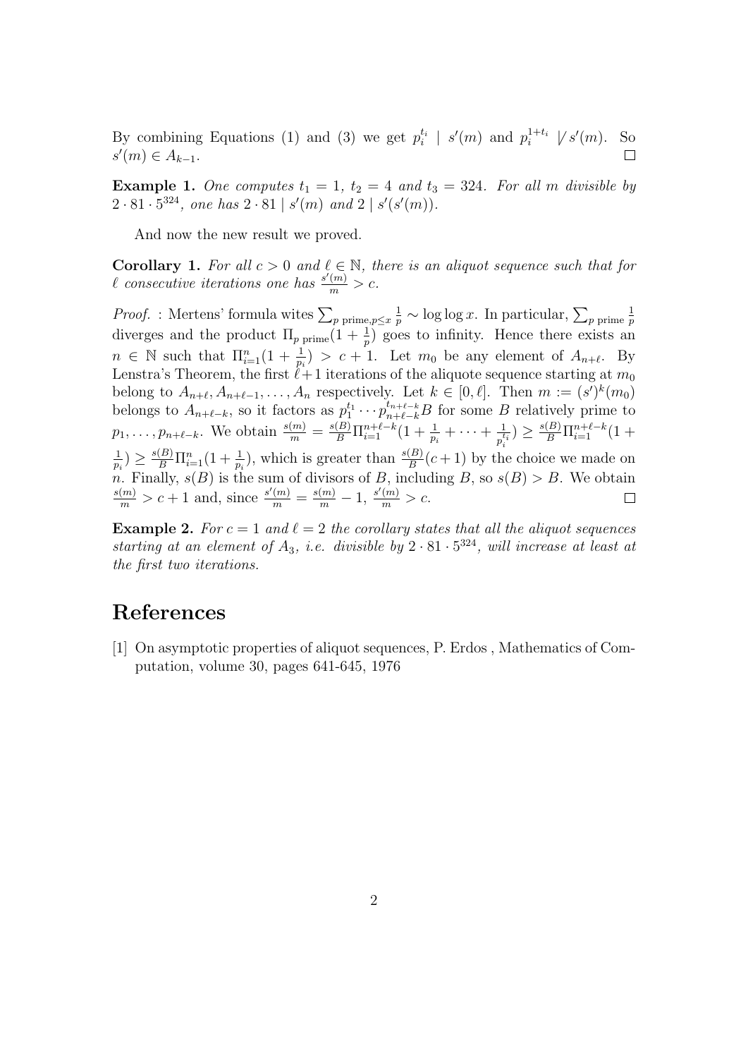By combining Equations (1) and (3) we get $p_i^{t_i} \mid s'(m)$ and $p_i^{1+t_i} \not| s'(m)$. So $s'(m) \in A_{k-1}$. $\square$

**Example 1.** *One computes $t_1 = 1$, $t_2 = 4$ and $t_3 = 324$. For all $m$ divisible by $2 \cdot 81 \cdot 5^{324}$, one has $2 \cdot 81 \mid s'(m)$ and $2 \mid s'(s'(m))$.*

And now the new result we proved.

**Corollary 1.** *For all $c > 0$ and $\ell \in \mathbb{N}$, there is an aliquot sequence such that for $\ell$ consecutive iterations one has $\frac{s'(m)}{m} > c$.*

*Proof.* : Mertens' formula wites $\sum_{p \text{ prime}, p \leq x} \frac{1}{p} \sim \log \log x$. In particular, $\sum_{p \text{ prime}} \frac{1}{p}$ diverges and the product $\Pi_{p \text{ prime}}(1 + \frac{1}{p})$ goes to infinity. Hence there exists an $n \in \mathbb{N}$ such that $\Pi_{i=1}^{n}(1 + \frac{1}{p_i}) > c + 1$. Let $m_0$ be any element of $A_{n+\ell}$. By Lenstra's Theorem, the first $\ell + 1$ iterations of the aliquote sequence starting at $m_0$ belong to $A_{n+\ell}, A_{n+\ell-1}, \ldots, A_n$ respectively. Let $k \in [0, \ell]$. Then $m := (s')^k(m_0)$ belongs to $A_{n+\ell-k}$, so it factors as $p_1^{t_1} \cdots p_{n+\ell-k}^{t_{n+\ell-k}} B$ for some $B$ relatively prime to $p_1, \ldots, p_{n+\ell-k}$. We obtain $\frac{s(m)}{m} = \frac{s(B)}{B} \Pi_{i=1}^{n+\ell-k}(1 + \frac{1}{p_i} + \cdots + \frac{1}{p_i^{t_i}}) \geq \frac{s(B)}{B} \Pi_{i=1}^{n+\ell-k}(1 + \frac{1}{p_i}) \geq \frac{s(B)}{B} \Pi_{i=1}^{n}(1 + \frac{1}{p_i})$, which is greater than $\frac{s(B)}{B}(c + 1)$ by the choice we made on $n$. Finally, $s(B)$ is the sum of divisors of $B$, including $B$, so $s(B) > B$. We obtain $\frac{s(m)}{m} > c + 1$ and, since $\frac{s'(m)}{m} = \frac{s(m)}{m} - 1$, $\frac{s'(m)}{m} > c$. $\square$

**Example 2.** *For $c = 1$ and $\ell = 2$ the corollary states that all the aliquot sequences starting at an element of $A_3$, i.e. divisible by $2 \cdot 81 \cdot 5^{324}$, will increase at least at the first two iterations.*

## References

[1] On asymptotic properties of aliquot sequences, P. Erdos , Mathematics of Computation, volume 30, pages 641-645, 1976